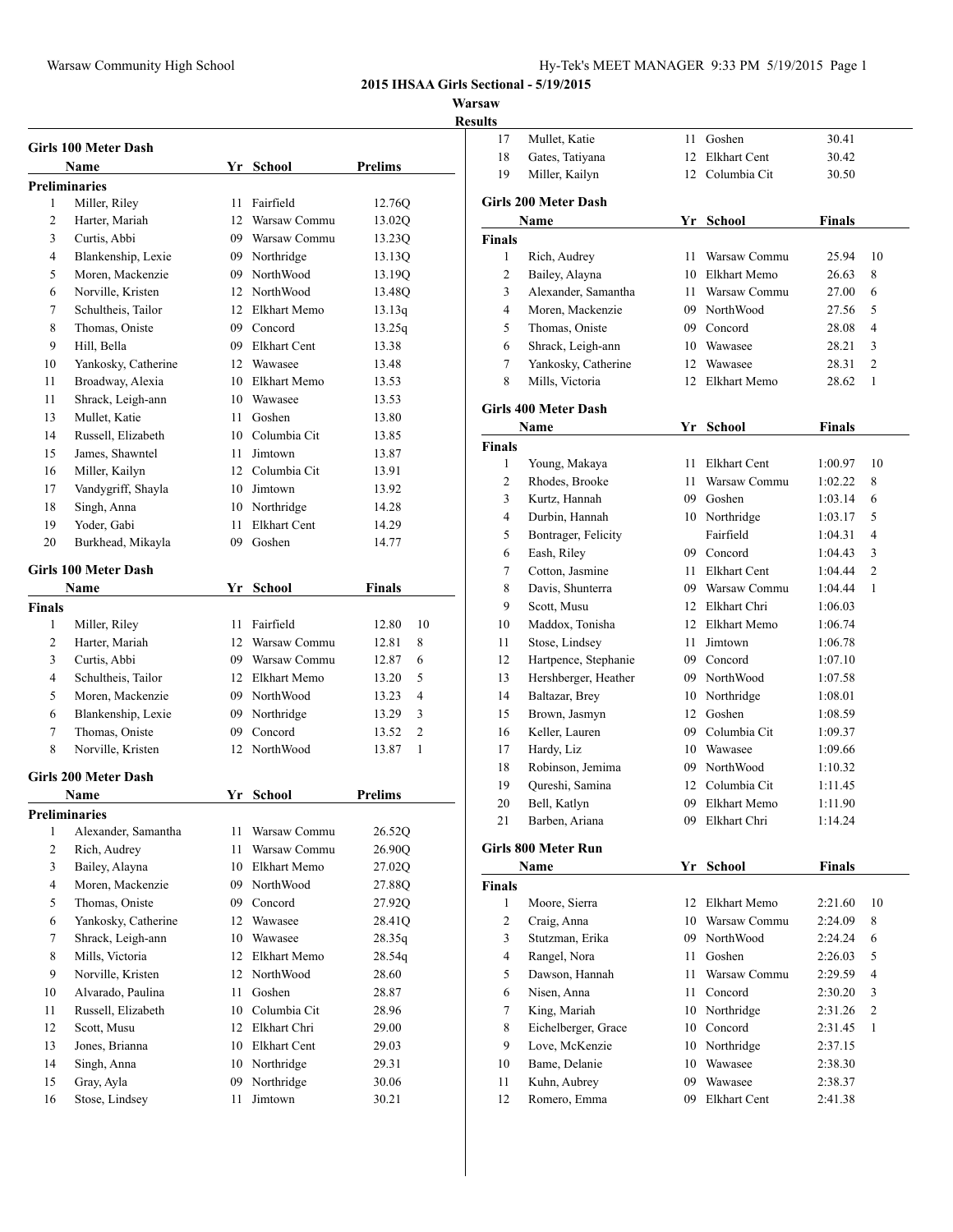**2015 IHSAA Girls Sectional - 5/19/2015**

**Warsaw**

**Results**

### Girls 100 Meter Dash

| | Name | Yr | School | Prelims |
|---|---|---|---|---|
| **Preliminaries** | | | | |
| 1 | Miller, Riley | 11 | Fairfield | 12.76Q |
| 2 | Harter, Mariah | 12 | Warsaw Commu | 13.02Q |
| 3 | Curtis, Abbi | 09 | Warsaw Commu | 13.23Q |
| 4 | Blankenship, Lexie | 09 | Northridge | 13.13Q |
| 5 | Moren, Mackenzie | 09 | NorthWood | 13.19Q |
| 6 | Norville, Kristen | 12 | NorthWood | 13.48Q |
| 7 | Schultheis, Tailor | 12 | Elkhart Memo | 13.13q |
| 8 | Thomas, Oniste | 09 | Concord | 13.25q |
| 9 | Hill, Bella | 09 | Elkhart Cent | 13.38 |
| 10 | Yankosky, Catherine | 12 | Wawasee | 13.48 |
| 11 | Broadway, Alexia | 10 | Elkhart Memo | 13.53 |
| 11 | Shrack, Leigh-ann | 10 | Wawasee | 13.53 |
| 13 | Mullet, Katie | 11 | Goshen | 13.80 |
| 14 | Russell, Elizabeth | 10 | Columbia Cit | 13.85 |
| 15 | James, Shawntel | 11 | Jimtown | 13.87 |
| 16 | Miller, Kailyn | 12 | Columbia Cit | 13.91 |
| 17 | Vandygriff, Shayla | 10 | Jimtown | 13.92 |
| 18 | Singh, Anna | 10 | Northridge | 14.28 |
| 19 | Yoder, Gabi | 11 | Elkhart Cent | 14.29 |
| 20 | Burkhead, Mikayla | 09 | Goshen | 14.77 |

### Girls 100 Meter Dash

| | Name | Yr | School | Finals | |
|---|---|---|---|---|---|
| **Finals** | | | | | |
| 1 | Miller, Riley | 11 | Fairfield | 12.80 | 10 |
| 2 | Harter, Mariah | 12 | Warsaw Commu | 12.81 | 8 |
| 3 | Curtis, Abbi | 09 | Warsaw Commu | 12.87 | 6 |
| 4 | Schultheis, Tailor | 12 | Elkhart Memo | 13.20 | 5 |
| 5 | Moren, Mackenzie | 09 | NorthWood | 13.23 | 4 |
| 6 | Blankenship, Lexie | 09 | Northridge | 13.29 | 3 |
| 7 | Thomas, Oniste | 09 | Concord | 13.52 | 2 |
| 8 | Norville, Kristen | 12 | NorthWood | 13.87 | 1 |

### Girls 200 Meter Dash

| | Name | Yr | School | Prelims |
|---|---|---|---|---|
| **Preliminaries** | | | | |
| 1 | Alexander, Samantha | 11 | Warsaw Commu | 26.52Q |
| 2 | Rich, Audrey | 11 | Warsaw Commu | 26.90Q |
| 3 | Bailey, Alayna | 10 | Elkhart Memo | 27.02Q |
| 4 | Moren, Mackenzie | 09 | NorthWood | 27.88Q |
| 5 | Thomas, Oniste | 09 | Concord | 27.92Q |
| 6 | Yankosky, Catherine | 12 | Wawasee | 28.41Q |
| 7 | Shrack, Leigh-ann | 10 | Wawasee | 28.35q |
| 8 | Mills, Victoria | 12 | Elkhart Memo | 28.54q |
| 9 | Norville, Kristen | 12 | NorthWood | 28.60 |
| 10 | Alvarado, Paulina | 11 | Goshen | 28.87 |
| 11 | Russell, Elizabeth | 10 | Columbia Cit | 28.96 |
| 12 | Scott, Musu | 12 | Elkhart Chri | 29.00 |
| 13 | Jones, Brianna | 10 | Elkhart Cent | 29.03 |
| 14 | Singh, Anna | 10 | Northridge | 29.31 |
| 15 | Gray, Ayla | 09 | Northridge | 30.06 |
| 16 | Stose, Lindsey | 11 | Jimtown | 30.21 |
| 17 | Mullet, Katie | 11 | Goshen | 30.41 |
| 18 | Gates, Tatiyana | 12 | Elkhart Cent | 30.42 |
| 19 | Miller, Kailyn | 12 | Columbia Cit | 30.50 |

### Girls 200 Meter Dash

| | Name | Yr | School | Finals | |
|---|---|---|---|---|---|
| **Finals** | | | | | |
| 1 | Rich, Audrey | 11 | Warsaw Commu | 25.94 | 10 |
| 2 | Bailey, Alayna | 10 | Elkhart Memo | 26.63 | 8 |
| 3 | Alexander, Samantha | 11 | Warsaw Commu | 27.00 | 6 |
| 4 | Moren, Mackenzie | 09 | NorthWood | 27.56 | 5 |
| 5 | Thomas, Oniste | 09 | Concord | 28.08 | 4 |
| 6 | Shrack, Leigh-ann | 10 | Wawasee | 28.21 | 3 |
| 7 | Yankosky, Catherine | 12 | Wawasee | 28.31 | 2 |
| 8 | Mills, Victoria | 12 | Elkhart Memo | 28.62 | 1 |

### Girls 400 Meter Dash

| | Name | Yr | School | Finals | |
|---|---|---|---|---|---|
| **Finals** | | | | | |
| 1 | Young, Makaya | 11 | Elkhart Cent | 1:00.97 | 10 |
| 2 | Rhodes, Brooke | 11 | Warsaw Commu | 1:02.22 | 8 |
| 3 | Kurtz, Hannah | 09 | Goshen | 1:03.14 | 6 |
| 4 | Durbin, Hannah | 10 | Northridge | 1:03.17 | 5 |
| 5 | Bontrager, Felicity | | Fairfield | 1:04.31 | 4 |
| 6 | Eash, Riley | 09 | Concord | 1:04.43 | 3 |
| 7 | Cotton, Jasmine | 11 | Elkhart Cent | 1:04.44 | 2 |
| 8 | Davis, Shunterra | 09 | Warsaw Commu | 1:04.44 | 1 |
| 9 | Scott, Musu | 12 | Elkhart Chri | 1:06.03 | |
| 10 | Maddox, Tonisha | 12 | Elkhart Memo | 1:06.74 | |
| 11 | Stose, Lindsey | 11 | Jimtown | 1:06.78 | |
| 12 | Hartpence, Stephanie | 09 | Concord | 1:07.10 | |
| 13 | Hershberger, Heather | 09 | NorthWood | 1:07.58 | |
| 14 | Baltazar, Brey | 10 | Northridge | 1:08.01 | |
| 15 | Brown, Jasmyn | 12 | Goshen | 1:08.59 | |
| 16 | Keller, Lauren | 09 | Columbia Cit | 1:09.37 | |
| 17 | Hardy, Liz | 10 | Wawasee | 1:09.66 | |
| 18 | Robinson, Jemima | 09 | NorthWood | 1:10.32 | |
| 19 | Qureshi, Samina | 12 | Columbia Cit | 1:11.45 | |
| 20 | Bell, Katlyn | 09 | Elkhart Memo | 1:11.90 | |
| 21 | Barben, Ariana | 09 | Elkhart Chri | 1:14.24 | |

### Girls 800 Meter Run

| | Name | Yr | School | Finals | |
|---|---|---|---|---|---|
| **Finals** | | | | | |
| 1 | Moore, Sierra | 12 | Elkhart Memo | 2:21.60 | 10 |
| 2 | Craig, Anna | 10 | Warsaw Commu | 2:24.09 | 8 |
| 3 | Stutzman, Erika | 09 | NorthWood | 2:24.24 | 6 |
| 4 | Rangel, Nora | 11 | Goshen | 2:26.03 | 5 |
| 5 | Dawson, Hannah | 11 | Warsaw Commu | 2:29.59 | 4 |
| 6 | Nisen, Anna | 11 | Concord | 2:30.20 | 3 |
| 7 | King, Mariah | 10 | Northridge | 2:31.26 | 2 |
| 8 | Eichelberger, Grace | 10 | Concord | 2:31.45 | 1 |
| 9 | Love, McKenzie | 10 | Northridge | 2:37.15 | |
| 10 | Bame, Delanie | 10 | Wawasee | 2:38.30 | |
| 11 | Kuhn, Aubrey | 09 | Wawasee | 2:38.37 | |
| 12 | Romero, Emma | 09 | Elkhart Cent | 2:41.38 | |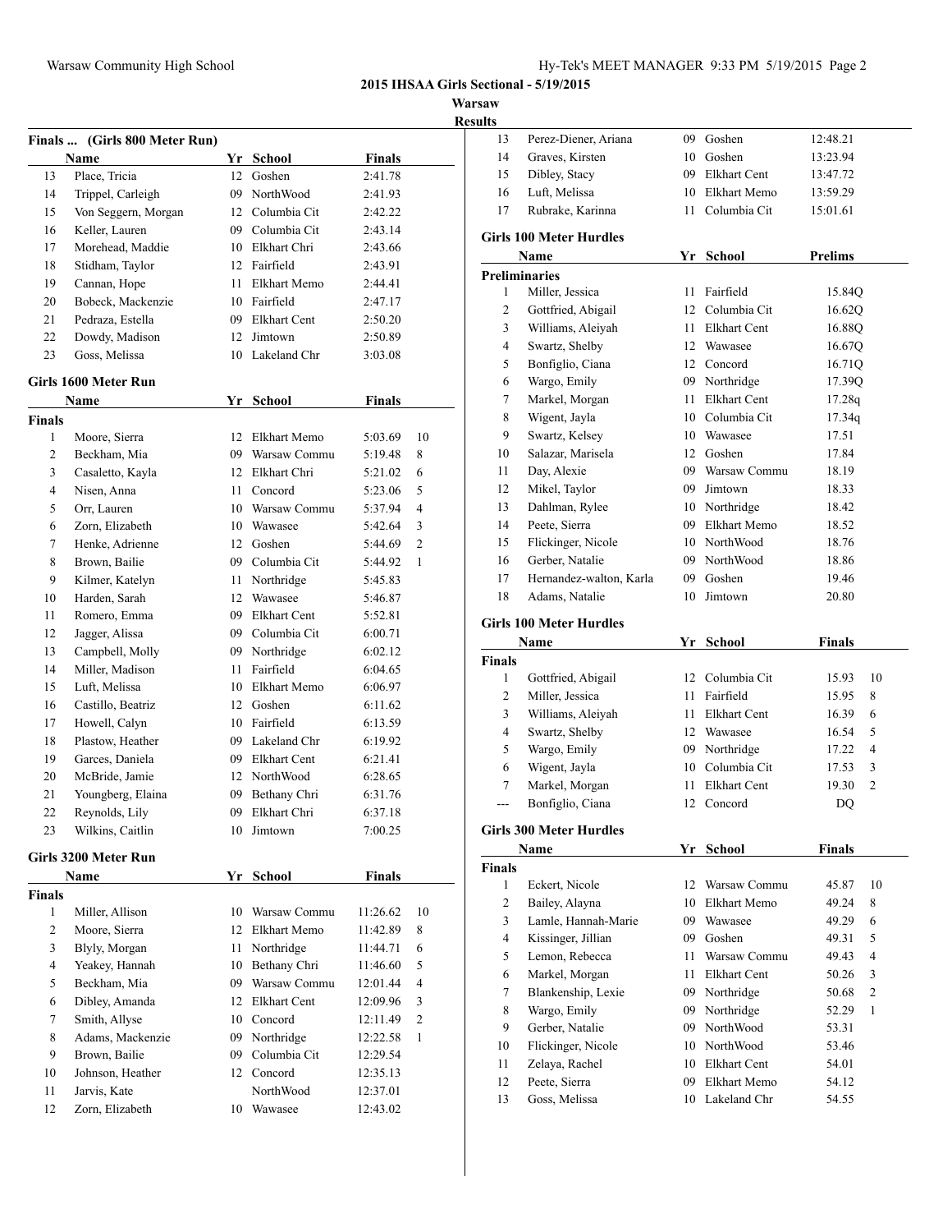**2015 IHSAA Girls Sectional - 5/19/2015**

**Warsaw**

**Results**

### Finals ... (Girls 800 Meter Run)

| | Name | Yr | School | Finals | |
|---|---|---|---|---|---|
| 13 | Place, Tricia | 12 | Goshen | 2:41.78 | |
| 14 | Trippel, Carleigh | 09 | NorthWood | 2:41.93 | |
| 15 | Von Seggern, Morgan | 12 | Columbia Cit | 2:42.22 | |
| 16 | Keller, Lauren | 09 | Columbia Cit | 2:43.14 | |
| 17 | Morehead, Maddie | 10 | Elkhart Chri | 2:43.66 | |
| 18 | Stidham, Taylor | 12 | Fairfield | 2:43.91 | |
| 19 | Cannan, Hope | 11 | Elkhart Memo | 2:44.41 | |
| 20 | Bobeck, Mackenzie | 10 | Fairfield | 2:47.17 | |
| 21 | Pedraza, Estella | 09 | Elkhart Cent | 2:50.20 | |
| 22 | Dowdy, Madison | 12 | Jimtown | 2:50.89 | |
| 23 | Goss, Melissa | 10 | Lakeland Chr | 3:03.08 | |

### Girls 1600 Meter Run

| | Name | Yr | School | Finals | |
|---|---|---|---|---|---|
| **Finals** | | | | | |
| 1 | Moore, Sierra | 12 | Elkhart Memo | 5:03.69 | 10 |
| 2 | Beckham, Mia | 09 | Warsaw Commu | 5:19.48 | 8 |
| 3 | Casaletto, Kayla | 12 | Elkhart Chri | 5:21.02 | 6 |
| 4 | Nisen, Anna | 11 | Concord | 5:23.06 | 5 |
| 5 | Orr, Lauren | 10 | Warsaw Commu | 5:37.94 | 4 |
| 6 | Zorn, Elizabeth | 10 | Wawasee | 5:42.64 | 3 |
| 7 | Henke, Adrienne | 12 | Goshen | 5:44.69 | 2 |
| 8 | Brown, Bailie | 09 | Columbia Cit | 5:44.92 | 1 |
| 9 | Kilmer, Katelyn | 11 | Northridge | 5:45.83 | |
| 10 | Harden, Sarah | 12 | Wawasee | 5:46.87 | |
| 11 | Romero, Emma | 09 | Elkhart Cent | 5:52.81 | |
| 12 | Jagger, Alissa | 09 | Columbia Cit | 6:00.71 | |
| 13 | Campbell, Molly | 09 | Northridge | 6:02.12 | |
| 14 | Miller, Madison | 11 | Fairfield | 6:04.65 | |
| 15 | Luft, Melissa | 10 | Elkhart Memo | 6:06.97 | |
| 16 | Castillo, Beatriz | 12 | Goshen | 6:11.62 | |
| 17 | Howell, Calyn | 10 | Fairfield | 6:13.59 | |
| 18 | Plastow, Heather | 09 | Lakeland Chr | 6:19.92 | |
| 19 | Garces, Daniela | 09 | Elkhart Cent | 6:21.41 | |
| 20 | McBride, Jamie | 12 | NorthWood | 6:28.65 | |
| 21 | Youngberg, Elaina | 09 | Bethany Chri | 6:31.76 | |
| 22 | Reynolds, Lily | 09 | Elkhart Chri | 6:37.18 | |
| 23 | Wilkins, Caitlin | 10 | Jimtown | 7:00.25 | |

### Girls 3200 Meter Run

| | Name | Yr | School | Finals | |
|---|---|---|---|---|---|
| **Finals** | | | | | |
| 1 | Miller, Allison | 10 | Warsaw Commu | 11:26.62 | 10 |
| 2 | Moore, Sierra | 12 | Elkhart Memo | 11:42.89 | 8 |
| 3 | Blyly, Morgan | 11 | Northridge | 11:44.71 | 6 |
| 4 | Yeakey, Hannah | 10 | Bethany Chri | 11:46.60 | 5 |
| 5 | Beckham, Mia | 09 | Warsaw Commu | 12:01.44 | 4 |
| 6 | Dibley, Amanda | 12 | Elkhart Cent | 12:09.96 | 3 |
| 7 | Smith, Allyse | 10 | Concord | 12:11.49 | 2 |
| 8 | Adams, Mackenzie | 09 | Northridge | 12:22.58 | 1 |
| 9 | Brown, Bailie | 09 | Columbia Cit | 12:29.54 | |
| 10 | Johnson, Heather | 12 | Concord | 12:35.13 | |
| 11 | Jarvis, Kate | | NorthWood | 12:37.01 | |
| 12 | Zorn, Elizabeth | 10 | Wawasee | 12:43.02 | |
| 13 | Perez-Diener, Ariana | 09 | Goshen | 12:48.21 | |
| 14 | Graves, Kirsten | 10 | Goshen | 13:23.94 | |
| 15 | Dibley, Stacy | 09 | Elkhart Cent | 13:47.72 | |
| 16 | Luft, Melissa | 10 | Elkhart Memo | 13:59.29 | |
| 17 | Rubrake, Karinna | 11 | Columbia Cit | 15:01.61 | |

### Girls 100 Meter Hurdles

| | Name | Yr | School | Prelims |
|---|---|---|---|---|
| **Preliminaries** | | | | |
| 1 | Miller, Jessica | 11 | Fairfield | 15.84Q |
| 2 | Gottfried, Abigail | 12 | Columbia Cit | 16.62Q |
| 3 | Williams, Aleiyah | 11 | Elkhart Cent | 16.88Q |
| 4 | Swartz, Shelby | 12 | Wawasee | 16.67Q |
| 5 | Bonfiglio, Ciana | 12 | Concord | 16.71Q |
| 6 | Wargo, Emily | 09 | Northridge | 17.39Q |
| 7 | Markel, Morgan | 11 | Elkhart Cent | 17.28q |
| 8 | Wigent, Jayla | 10 | Columbia Cit | 17.34q |
| 9 | Swartz, Kelsey | 10 | Wawasee | 17.51 |
| 10 | Salazar, Marisela | 12 | Goshen | 17.84 |
| 11 | Day, Alexie | 09 | Warsaw Commu | 18.19 |
| 12 | Mikel, Taylor | 09 | Jimtown | 18.33 |
| 13 | Dahlman, Rylee | 10 | Northridge | 18.42 |
| 14 | Peete, Sierra | 09 | Elkhart Memo | 18.52 |
| 15 | Flickinger, Nicole | 10 | NorthWood | 18.76 |
| 16 | Gerber, Natalie | 09 | NorthWood | 18.86 |
| 17 | Hernandez-walton, Karla | 09 | Goshen | 19.46 |
| 18 | Adams, Natalie | 10 | Jimtown | 20.80 |

### Girls 100 Meter Hurdles

| | Name | Yr | School | Finals | |
|---|---|---|---|---|---|
| **Finals** | | | | | |
| 1 | Gottfried, Abigail | 12 | Columbia Cit | 15.93 | 10 |
| 2 | Miller, Jessica | 11 | Fairfield | 15.95 | 8 |
| 3 | Williams, Aleiyah | 11 | Elkhart Cent | 16.39 | 6 |
| 4 | Swartz, Shelby | 12 | Wawasee | 16.54 | 5 |
| 5 | Wargo, Emily | 09 | Northridge | 17.22 | 4 |
| 6 | Wigent, Jayla | 10 | Columbia Cit | 17.53 | 3 |
| 7 | Markel, Morgan | 11 | Elkhart Cent | 19.30 | 2 |
| --- | Bonfiglio, Ciana | 12 | Concord | DQ | |

### Girls 300 Meter Hurdles

| | Name | Yr | School | Finals | |
|---|---|---|---|---|---|
| **Finals** | | | | | |
| 1 | Eckert, Nicole | 12 | Warsaw Commu | 45.87 | 10 |
| 2 | Bailey, Alayna | 10 | Elkhart Memo | 49.24 | 8 |
| 3 | Lamle, Hannah-Marie | 09 | Wawasee | 49.29 | 6 |
| 4 | Kissinger, Jillian | 09 | Goshen | 49.31 | 5 |
| 5 | Lemon, Rebecca | 11 | Warsaw Commu | 49.43 | 4 |
| 6 | Markel, Morgan | 11 | Elkhart Cent | 50.26 | 3 |
| 7 | Blankenship, Lexie | 09 | Northridge | 50.68 | 2 |
| 8 | Wargo, Emily | 09 | Northridge | 52.29 | 1 |
| 9 | Gerber, Natalie | 09 | NorthWood | 53.31 | |
| 10 | Flickinger, Nicole | 10 | NorthWood | 53.46 | |
| 11 | Zelaya, Rachel | 10 | Elkhart Cent | 54.01 | |
| 12 | Peete, Sierra | 09 | Elkhart Memo | 54.12 | |
| 13 | Goss, Melissa | 10 | Lakeland Chr | 54.55 | |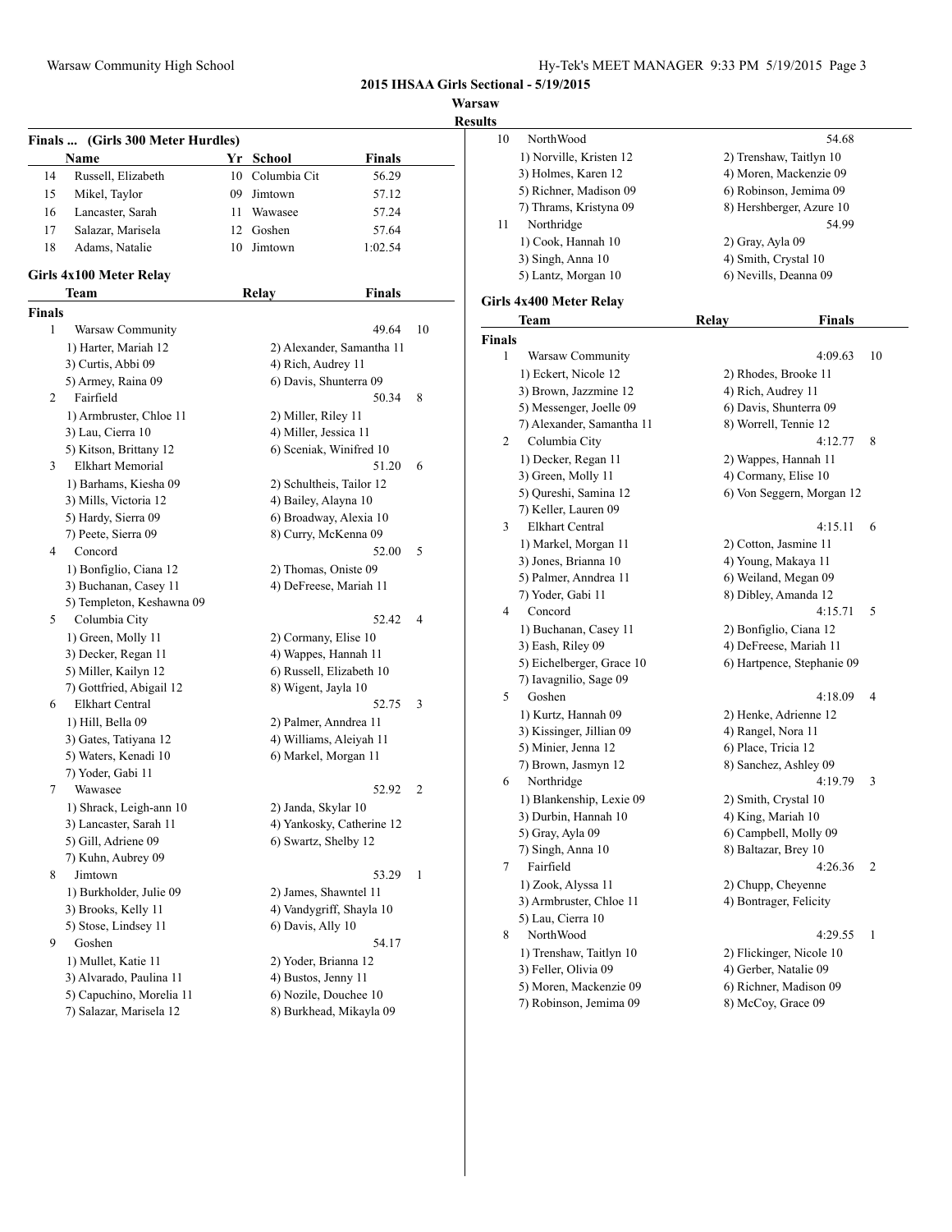**2015 IHSAA Girls Sectional - 5/19/2015**

**Warsaw**

**Results**

### Finals ... (Girls 300 Meter Hurdles)

| | Name | Yr | School | Finals |
|---|---|---|---|---|
| 14 | Russell, Elizabeth | 10 | Columbia Cit | 56.29 |
| 15 | Mikel, Taylor | 09 | Jimtown | 57.12 |
| 16 | Lancaster, Sarah | 11 | Wawasee | 57.24 |
| 17 | Salazar, Marisela | 12 | Goshen | 57.64 |
| 18 | Adams, Natalie | 10 | Jimtown | 1:02.54 |

### Girls 4x100 Meter Relay

| | Team | Relay | Finals | |
|---|---|---|---|---|

**Finals**

1 Warsaw Community — 49.64 — 10
- 1) Harter, Mariah 12
- 2) Alexander, Samantha 11
- 3) Curtis, Abbi 09
- 4) Rich, Audrey 11
- 5) Armey, Raina 09
- 6) Davis, Shunterra 09

2 Fairfield — 50.34 — 8
- 1) Armbruster, Chloe 11
- 2) Miller, Riley 11
- 3) Lau, Cierra 10
- 4) Miller, Jessica 11
- 5) Kitson, Brittany 12
- 6) Sceniak, Winifred 10

3 Elkhart Memorial — 51.20 — 6
- 1) Barhams, Kiesha 09
- 2) Schultheis, Tailor 12
- 3) Mills, Victoria 12
- 4) Bailey, Alayna 10
- 5) Hardy, Sierra 09
- 6) Broadway, Alexia 10
- 7) Peete, Sierra 09
- 8) Curry, McKenna 09

4 Concord — 52.00 — 5
- 1) Bonfiglio, Ciana 12
- 2) Thomas, Oniste 09
- 3) Buchanan, Casey 11
- 4) DeFreese, Mariah 11
- 5) Templeton, Keshawna 09

5 Columbia City — 52.42 — 4
- 1) Green, Molly 11
- 2) Cormany, Elise 10
- 3) Decker, Regan 11
- 4) Wappes, Hannah 11
- 5) Miller, Kailyn 12
- 6) Russell, Elizabeth 10
- 7) Gottfried, Abigail 12
- 8) Wigent, Jayla 10

6 Elkhart Central — 52.75 — 3
- 1) Hill, Bella 09
- 2) Palmer, Anndrea 11
- 3) Gates, Tatiyana 12
- 4) Williams, Aleiyah 11
- 5) Waters, Kenadi 10
- 6) Markel, Morgan 11
- 7) Yoder, Gabi 11

7 Wawasee — 52.92 — 2
- 1) Shrack, Leigh-ann 10
- 2) Janda, Skylar 10
- 3) Lancaster, Sarah 11
- 4) Yankosky, Catherine 12
- 5) Gill, Adriene 09
- 6) Swartz, Shelby 12
- 7) Kuhn, Aubrey 09

8 Jimtown — 53.29 — 1
- 1) Burkholder, Julie 09
- 2) James, Shawntel 11
- 3) Brooks, Kelly 11
- 4) Vandygriff, Shayla 10
- 5) Stose, Lindsey 11
- 6) Davis, Ally 10

9 Goshen — 54.17
- 1) Mullet, Katie 11
- 2) Yoder, Brianna 12
- 3) Alvarado, Paulina 11
- 4) Bustos, Jenny 11
- 5) Capuchino, Morelia 11
- 6) Nozile, Douchee 10
- 7) Salazar, Marisela 12
- 8) Burkhead, Mikayla 09

10 NorthWood — 54.68
- 1) Norville, Kristen 12
- 2) Trenshaw, Taitlyn 10
- 3) Holmes, Karen 12
- 4) Moren, Mackenzie 09
- 5) Richner, Madison 09
- 6) Robinson, Jemima 09
- 7) Thrams, Kristyna 09
- 8) Hershberger, Azure 10

11 Northridge — 54.99
- 1) Cook, Hannah 10
- 2) Gray, Ayla 09
- 3) Singh, Anna 10
- 4) Smith, Crystal 10
- 5) Lantz, Morgan 10
- 6) Nevills, Deanna 09

### Girls 4x400 Meter Relay

| | Team | Relay | Finals | |
|---|---|---|---|---|

**Finals**

1 Warsaw Community — 4:09.63 — 10
- 1) Eckert, Nicole 12
- 2) Rhodes, Brooke 11
- 3) Brown, Jazzmine 12
- 4) Rich, Audrey 11
- 5) Messenger, Joelle 09
- 6) Davis, Shunterra 09
- 7) Alexander, Samantha 11
- 8) Worrell, Tennie 12

2 Columbia City — 4:12.77 — 8
- 1) Decker, Regan 11
- 2) Wappes, Hannah 11
- 3) Green, Molly 11
- 4) Cormany, Elise 10
- 5) Qureshi, Samina 12
- 6) Von Seggern, Morgan 12
- 7) Keller, Lauren 09

3 Elkhart Central — 4:15.11 — 6
- 1) Markel, Morgan 11
- 2) Cotton, Jasmine 11
- 3) Jones, Brianna 10
- 4) Young, Makaya 11
- 5) Palmer, Anndrea 11
- 6) Weiland, Megan 09
- 7) Yoder, Gabi 11
- 8) Dibley, Amanda 12

4 Concord — 4:15.71 — 5
- 1) Buchanan, Casey 11
- 2) Bonfiglio, Ciana 12
- 3) Eash, Riley 09
- 4) DeFreese, Mariah 11
- 5) Eichelberger, Grace 10
- 6) Hartpence, Stephanie 09
- 7) Iavagnilio, Sage 09

5 Goshen — 4:18.09 — 4
- 1) Kurtz, Hannah 09
- 2) Henke, Adrienne 12
- 3) Kissinger, Jillian 09
- 4) Rangel, Nora 11
- 5) Minier, Jenna 12
- 6) Place, Tricia 12
- 7) Brown, Jasmyn 12
- 8) Sanchez, Ashley 09

6 Northridge — 4:19.79 — 3
- 1) Blankenship, Lexie 09
- 2) Smith, Crystal 10
- 3) Durbin, Hannah 10
- 4) King, Mariah 10
- 5) Gray, Ayla 09
- 6) Campbell, Molly 09
- 7) Singh, Anna 10
- 8) Baltazar, Brey 10

7 Fairfield — 4:26.36 — 2
- 1) Zook, Alyssa 11
- 2) Chupp, Cheyenne
- 3) Armbruster, Chloe 11
- 4) Bontrager, Felicity
- 5) Lau, Cierra 10

8 NorthWood — 4:29.55 — 1
- 1) Trenshaw, Taitlyn 10
- 2) Flickinger, Nicole 10
- 3) Feller, Olivia 09
- 4) Gerber, Natalie 09
- 5) Moren, Mackenzie 09
- 6) Richner, Madison 09
- 7) Robinson, Jemima 09
- 8) McCoy, Grace 09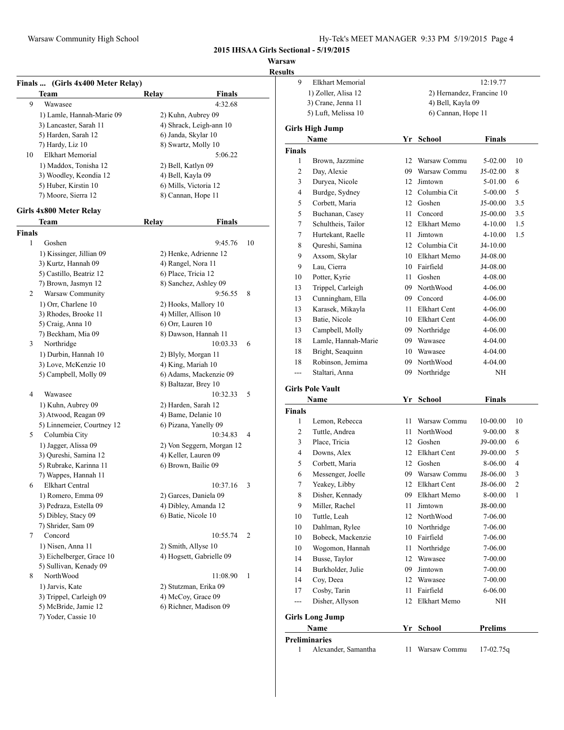**2015 IHSAA Girls Sectional - 5/19/2015**

**Warsaw**

**Results**

### Finals ... (Girls 4x400 Meter Relay)

| | Team | Relay | Finals | |
|---|---|---|---|---|
| 9 | Wawasee | | 4:32.68 | |
| | 1) Lamle, Hannah-Marie 09 | 2) Kuhn, Aubrey 09 | | |
| | 3) Lancaster, Sarah 11 | 4) Shrack, Leigh-ann 10 | | |
| | 5) Harden, Sarah 12 | 6) Janda, Skylar 10 | | |
| | 7) Hardy, Liz 10 | 8) Swartz, Molly 10 | | |
| 10 | Elkhart Memorial | | 5:06.22 | |
| | 1) Maddox, Tonisha 12 | 2) Bell, Katlyn 09 | | |
| | 3) Woodley, Keondia 12 | 4) Bell, Kayla 09 | | |
| | 5) Huber, Kirstin 10 | 6) Mills, Victoria 12 | | |
| | 7) Moore, Sierra 12 | 8) Cannan, Hope 11 | | |

### Girls 4x800 Meter Relay

| | Team | Relay | Finals | |
|---|---|---|---|---|
| **Finals** | | | | |
| 1 | Goshen | | 9:45.76 | 10 |
| | 1) Kissinger, Jillian 09 | 2) Henke, Adrienne 12 | | |
| | 3) Kurtz, Hannah 09 | 4) Rangel, Nora 11 | | |
| | 5) Castillo, Beatriz 12 | 6) Place, Tricia 12 | | |
| | 7) Brown, Jasmyn 12 | 8) Sanchez, Ashley 09 | | |
| 2 | Warsaw Community | | 9:56.55 | 8 |
| | 1) Orr, Charlene 10 | 2) Hooks, Mallory 10 | | |
| | 3) Rhodes, Brooke 11 | 4) Miller, Allison 10 | | |
| | 5) Craig, Anna 10 | 6) Orr, Lauren 10 | | |
| | 7) Beckham, Mia 09 | 8) Dawson, Hannah 11 | | |
| 3 | Northridge | | 10:03.33 | 6 |
| | 1) Durbin, Hannah 10 | 2) Blyly, Morgan 11 | | |
| | 3) Love, McKenzie 10 | 4) King, Mariah 10 | | |
| | 5) Campbell, Molly 09 | 6) Adams, Mackenzie 09 | | |
| | | 8) Baltazar, Brey 10 | | |
| 4 | Wawasee | | 10:32.33 | 5 |
| | 1) Kuhn, Aubrey 09 | 2) Harden, Sarah 12 | | |
| | 3) Atwood, Reagan 09 | 4) Bame, Delanie 10 | | |
| | 5) Linnemeier, Courtney 12 | 6) Pizana, Yanelly 09 | | |
| 5 | Columbia City | | 10:34.83 | 4 |
| | 1) Jagger, Alissa 09 | 2) Von Seggern, Morgan 12 | | |
| | 3) Qureshi, Samina 12 | 4) Keller, Lauren 09 | | |
| | 5) Rubrake, Karinna 11 | 6) Brown, Bailie 09 | | |
| | 7) Wappes, Hannah 11 | | | |
| 6 | Elkhart Central | | 10:37.16 | 3 |
| | 1) Romero, Emma 09 | 2) Garces, Daniela 09 | | |
| | 3) Pedraza, Estella 09 | 4) Dibley, Amanda 12 | | |
| | 5) Dibley, Stacy 09 | 6) Batie, Nicole 10 | | |
| | 7) Shrider, Sam 09 | | | |
| 7 | Concord | | 10:55.74 | 2 |
| | 1) Nisen, Anna 11 | 2) Smith, Allyse 10 | | |
| | 3) Eichelberger, Grace 10 | 4) Hogsett, Gabrielle 09 | | |
| | 5) Sullivan, Kenady 09 | | | |
| 8 | NorthWood | | 11:08.90 | 1 |
| | 1) Jarvis, Kate | 2) Stutzman, Erika 09 | | |
| | 3) Trippel, Carleigh 09 | 4) McCoy, Grace 09 | | |
| | 5) McBride, Jamie 12 | 6) Richner, Madison 09 | | |
| | 7) Yoder, Cassie 10 | | | |
| 9 | Elkhart Memorial | | 12:19.77 | |
| | 1) Zoller, Alisa 12 | 2) Hernandez, Francine 10 | | |
| | 3) Crane, Jenna 11 | 4) Bell, Kayla 09 | | |
| | 5) Luft, Melissa 10 | 6) Cannan, Hope 11 | | |

### Girls High Jump

| | Name | Yr | School | Finals | |
|---|---|---|---|---|---|
| **Finals** | | | | | |
| 1 | Brown, Jazzmine | 12 | Warsaw Commu | 5-02.00 | 10 |
| 2 | Day, Alexie | 09 | Warsaw Commu | J5-02.00 | 8 |
| 3 | Duryea, Nicole | 12 | Jimtown | 5-01.00 | 6 |
| 4 | Burdge, Sydney | 12 | Columbia Cit | 5-00.00 | 5 |
| 5 | Corbett, Maria | 12 | Goshen | J5-00.00 | 3.5 |
| 5 | Buchanan, Casey | 11 | Concord | J5-00.00 | 3.5 |
| 7 | Schultheis, Tailor | 12 | Elkhart Memo | 4-10.00 | 1.5 |
| 7 | Hurtekant, Raelle | 11 | Jimtown | 4-10.00 | 1.5 |
| 8 | Qureshi, Samina | 12 | Columbia Cit | J4-10.00 | |
| 9 | Axsom, Skylar | 10 | Elkhart Memo | J4-08.00 | |
| 9 | Lau, Cierra | 10 | Fairfield | J4-08.00 | |
| 10 | Potter, Kyrie | 11 | Goshen | 4-08.00 | |
| 13 | Trippel, Carleigh | 09 | NorthWood | 4-06.00 | |
| 13 | Cunningham, Ella | 09 | Concord | 4-06.00 | |
| 13 | Karasek, Mikayla | 11 | Elkhart Cent | 4-06.00 | |
| 13 | Batie, Nicole | 10 | Elkhart Cent | 4-06.00 | |
| 13 | Campbell, Molly | 09 | Northridge | 4-06.00 | |
| 18 | Lamle, Hannah-Marie | 09 | Wawasee | 4-04.00 | |
| 18 | Bright, Seaquinn | 10 | Wawasee | 4-04.00 | |
| 18 | Robinson, Jemima | 09 | NorthWood | 4-04.00 | |
| --- | Staltari, Anna | 09 | Northridge | NH | |

### Girls Pole Vault

| | Name | Yr | School | Finals | |
|---|---|---|---|---|---|
| **Finals** | | | | | |
| 1 | Lemon, Rebecca | 11 | Warsaw Commu | 10-00.00 | 10 |
| 2 | Tuttle, Andrea | 11 | NorthWood | 9-00.00 | 8 |
| 3 | Place, Tricia | 12 | Goshen | J9-00.00 | 6 |
| 4 | Downs, Alex | 12 | Elkhart Cent | J9-00.00 | 5 |
| 5 | Corbett, Maria | 12 | Goshen | 8-06.00 | 4 |
| 6 | Messenger, Joelle | 09 | Warsaw Commu | J8-06.00 | 3 |
| 7 | Yeakey, Libby | 12 | Elkhart Cent | J8-06.00 | 2 |
| 8 | Disher, Kennady | 09 | Elkhart Memo | 8-00.00 | 1 |
| 9 | Miller, Rachel | 11 | Jimtown | J8-00.00 | |
| 10 | Tuttle, Leah | 12 | NorthWood | 7-06.00 | |
| 10 | Dahlman, Rylee | 10 | Northridge | 7-06.00 | |
| 10 | Bobeck, Mackenzie | 10 | Fairfield | 7-06.00 | |
| 10 | Wogomon, Hannah | 11 | Northridge | 7-06.00 | |
| 14 | Busse, Taylor | 12 | Wawasee | 7-00.00 | |
| 14 | Burkholder, Julie | 09 | Jimtown | 7-00.00 | |
| 14 | Coy, Deea | 12 | Wawasee | 7-00.00 | |
| 17 | Cosby, Tarin | 11 | Fairfield | 6-06.00 | |
| --- | Disher, Allyson | 12 | Elkhart Memo | NH | |

### Girls Long Jump

| | Name | Yr | School | Prelims |
|---|---|---|---|---|
| **Preliminaries** | | | | |
| 1 | Alexander, Samantha | 11 | Warsaw Commu | 17-02.75q |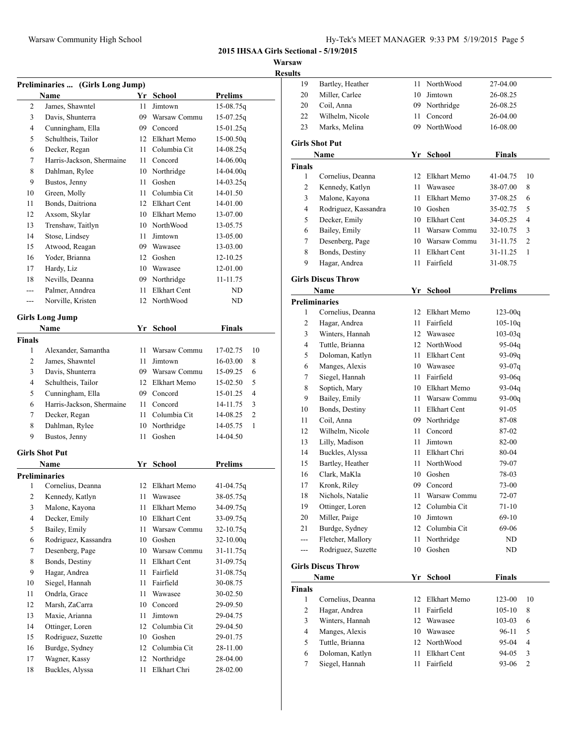**2015 IHSAA Girls Sectional - 5/19/2015**

**Warsaw**

**Results**

### Preliminaries ... (Girls Long Jump)

| | Name | Yr | School | Prelims |
|---|---|---|---|---|
| 2 | James, Shawntel | 11 | Jimtown | 15-08.75q |
| 3 | Davis, Shunterra | 09 | Warsaw Commu | 15-07.25q |
| 4 | Cunningham, Ella | 09 | Concord | 15-01.25q |
| 5 | Schultheis, Tailor | 12 | Elkhart Memo | 15-00.50q |
| 6 | Decker, Regan | 11 | Columbia Cit | 14-08.25q |
| 7 | Harris-Jackson, Shermaine | 11 | Concord | 14-06.00q |
| 8 | Dahlman, Rylee | 10 | Northridge | 14-04.00q |
| 9 | Bustos, Jenny | 11 | Goshen | 14-03.25q |
| 10 | Green, Molly | 11 | Columbia Cit | 14-01.50 |
| 11 | Bonds, Daitriona | 12 | Elkhart Cent | 14-01.00 |
| 12 | Axsom, Skylar | 10 | Elkhart Memo | 13-07.00 |
| 13 | Trenshaw, Taitlyn | 10 | NorthWood | 13-05.75 |
| 14 | Stose, Lindsey | 11 | Jimtown | 13-05.00 |
| 15 | Atwood, Reagan | 09 | Wawasee | 13-03.00 |
| 16 | Yoder, Brianna | 12 | Goshen | 12-10.25 |
| 17 | Hardy, Liz | 10 | Wawasee | 12-01.00 |
| 18 | Nevills, Deanna | 09 | Northridge | 11-11.75 |
| --- | Palmer, Anndrea | 11 | Elkhart Cent | ND |
| --- | Norville, Kristen | 12 | NorthWood | ND |

### Girls Long Jump

| | Name | Yr | School | Finals | |
|---|---|---|---|---|---|
| **Finals** | | | | | |
| 1 | Alexander, Samantha | 11 | Warsaw Commu | 17-02.75 | 10 |
| 2 | James, Shawntel | 11 | Jimtown | 16-03.00 | 8 |
| 3 | Davis, Shunterra | 09 | Warsaw Commu | 15-09.25 | 6 |
| 4 | Schultheis, Tailor | 12 | Elkhart Memo | 15-02.50 | 5 |
| 5 | Cunningham, Ella | 09 | Concord | 15-01.25 | 4 |
| 6 | Harris-Jackson, Shermaine | 11 | Concord | 14-11.75 | 3 |
| 7 | Decker, Regan | 11 | Columbia Cit | 14-08.25 | 2 |
| 8 | Dahlman, Rylee | 10 | Northridge | 14-05.75 | 1 |
| 9 | Bustos, Jenny | 11 | Goshen | 14-04.50 | |

### Girls Shot Put

| | Name | Yr | School | Prelims |
|---|---|---|---|---|
| **Preliminaries** | | | | |
| 1 | Cornelius, Deanna | 12 | Elkhart Memo | 41-04.75q |
| 2 | Kennedy, Katlyn | 11 | Wawasee | 38-05.75q |
| 3 | Malone, Kayona | 11 | Elkhart Memo | 34-09.75q |
| 4 | Decker, Emily | 10 | Elkhart Cent | 33-09.75q |
| 5 | Bailey, Emily | 11 | Warsaw Commu | 32-10.75q |
| 6 | Rodriguez, Kassandra | 10 | Goshen | 32-10.00q |
| 7 | Desenberg, Page | 10 | Warsaw Commu | 31-11.75q |
| 8 | Bonds, Destiny | 11 | Elkhart Cent | 31-09.75q |
| 9 | Hagar, Andrea | 11 | Fairfield | 31-08.75q |
| 10 | Siegel, Hannah | 11 | Fairfield | 30-08.75 |
| 11 | Ondrla, Grace | 11 | Wawasee | 30-02.50 |
| 12 | Marsh, ZaCarra | 10 | Concord | 29-09.50 |
| 13 | Maxie, Arianna | 11 | Jimtown | 29-04.75 |
| 14 | Ottinger, Loren | 12 | Columbia Cit | 29-04.50 |
| 15 | Rodriguez, Suzette | 10 | Goshen | 29-01.75 |
| 16 | Burdge, Sydney | 12 | Columbia Cit | 28-11.00 |
| 17 | Wagner, Kassy | 12 | Northridge | 28-04.00 |
| 18 | Buckles, Alyssa | 11 | Elkhart Chri | 28-02.00 |
| 19 | Bartley, Heather | 11 | NorthWood | 27-04.00 |
| 20 | Miller, Carlee | 10 | Jimtown | 26-08.25 |
| 20 | Coil, Anna | 09 | Northridge | 26-08.25 |
| 22 | Wilhelm, Nicole | 11 | Concord | 26-04.00 |
| 23 | Marks, Melina | 09 | NorthWood | 16-08.00 |

### Girls Shot Put

| | Name | Yr | School | Finals | |
|---|---|---|---|---|---|
| **Finals** | | | | | |
| 1 | Cornelius, Deanna | 12 | Elkhart Memo | 41-04.75 | 10 |
| 2 | Kennedy, Katlyn | 11 | Wawasee | 38-07.00 | 8 |
| 3 | Malone, Kayona | 11 | Elkhart Memo | 37-08.25 | 6 |
| 4 | Rodriguez, Kassandra | 10 | Goshen | 35-02.75 | 5 |
| 5 | Decker, Emily | 10 | Elkhart Cent | 34-05.25 | 4 |
| 6 | Bailey, Emily | 11 | Warsaw Commu | 32-10.75 | 3 |
| 7 | Desenberg, Page | 10 | Warsaw Commu | 31-11.75 | 2 |
| 8 | Bonds, Destiny | 11 | Elkhart Cent | 31-11.25 | 1 |
| 9 | Hagar, Andrea | 11 | Fairfield | 31-08.75 | |

### Girls Discus Throw

| | Name | Yr | School | Prelims |
|---|---|---|---|---|
| **Preliminaries** | | | | |
| 1 | Cornelius, Deanna | 12 | Elkhart Memo | 123-00q |
| 2 | Hagar, Andrea | 11 | Fairfield | 105-10q |
| 3 | Winters, Hannah | 12 | Wawasee | 103-03q |
| 4 | Tuttle, Brianna | 12 | NorthWood | 95-04q |
| 5 | Doloman, Katlyn | 11 | Elkhart Cent | 93-09q |
| 6 | Manges, Alexis | 10 | Wawasee | 93-07q |
| 7 | Siegel, Hannah | 11 | Fairfield | 93-06q |
| 8 | Soptich, Mary | 10 | Elkhart Memo | 93-04q |
| 9 | Bailey, Emily | 11 | Warsaw Commu | 93-00q |
| 10 | Bonds, Destiny | 11 | Elkhart Cent | 91-05 |
| 11 | Coil, Anna | 09 | Northridge | 87-08 |
| 12 | Wilhelm, Nicole | 11 | Concord | 87-02 |
| 13 | Lilly, Madison | 11 | Jimtown | 82-00 |
| 14 | Buckles, Alyssa | 11 | Elkhart Chri | 80-04 |
| 15 | Bartley, Heather | 11 | NorthWood | 79-07 |
| 16 | Clark, MaKla | 10 | Goshen | 78-03 |
| 17 | Kronk, Riley | 09 | Concord | 73-00 |
| 18 | Nichols, Natalie | 11 | Warsaw Commu | 72-07 |
| 19 | Ottinger, Loren | 12 | Columbia Cit | 71-10 |
| 20 | Miller, Paige | 10 | Jimtown | 69-10 |
| 21 | Burdge, Sydney | 12 | Columbia Cit | 69-06 |
| --- | Fletcher, Mallory | 11 | Northridge | ND |
| --- | Rodriguez, Suzette | 10 | Goshen | ND |

### Girls Discus Throw

| | Name | Yr | School | Finals | |
|---|---|---|---|---|---|
| **Finals** | | | | | |
| 1 | Cornelius, Deanna | 12 | Elkhart Memo | 123-00 | 10 |
| 2 | Hagar, Andrea | 11 | Fairfield | 105-10 | 8 |
| 3 | Winters, Hannah | 12 | Wawasee | 103-03 | 6 |
| 4 | Manges, Alexis | 10 | Wawasee | 96-11 | 5 |
| 5 | Tuttle, Brianna | 12 | NorthWood | 95-04 | 4 |
| 6 | Doloman, Katlyn | 11 | Elkhart Cent | 94-05 | 3 |
| 7 | Siegel, Hannah | 11 | Fairfield | 93-06 | 2 |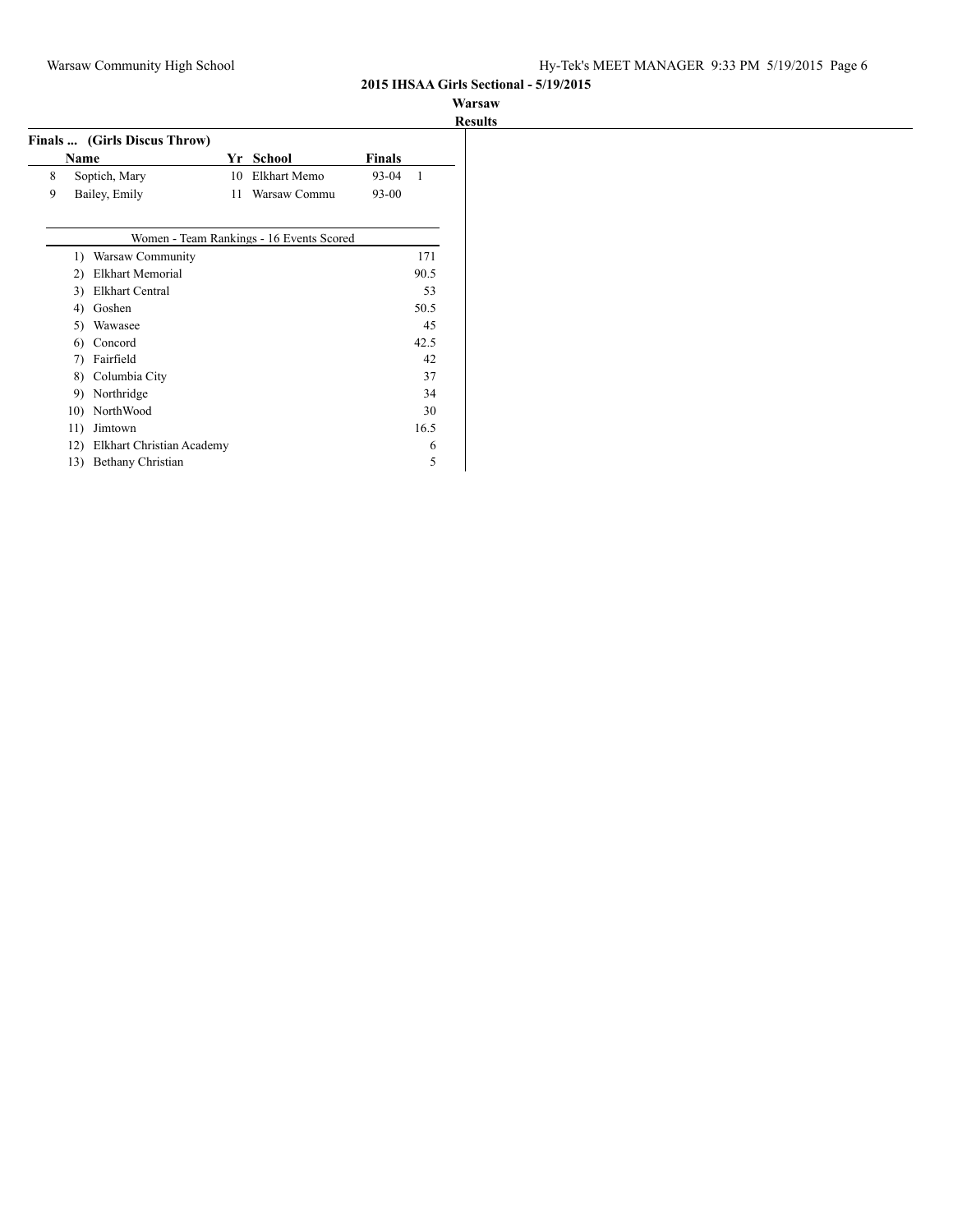## Finals ... (Girls Discus Throw)

| | Name | Yr | School | Finals | |
|---|---|---|---|---|---|
| 8 | Soptich, Mary | 10 | Elkhart Memo | 93-04 | 1 |
| 9 | Bailey, Emily | 11 | Warsaw Commu | 93-00 | |

### Women - Team Rankings - 16 Events Scored

| | | |
|---|---|---|
| 1) | Warsaw Community | 171 |
| 2) | Elkhart Memorial | 90.5 |
| 3) | Elkhart Central | 53 |
| 4) | Goshen | 50.5 |
| 5) | Wawasee | 45 |
| 6) | Concord | 42.5 |
| 7) | Fairfield | 42 |
| 8) | Columbia City | 37 |
| 9) | Northridge | 34 |
| 10) | NorthWood | 30 |
| 11) | Jimtown | 16.5 |
| 12) | Elkhart Christian Academy | 6 |
| 13) | Bethany Christian | 5 |